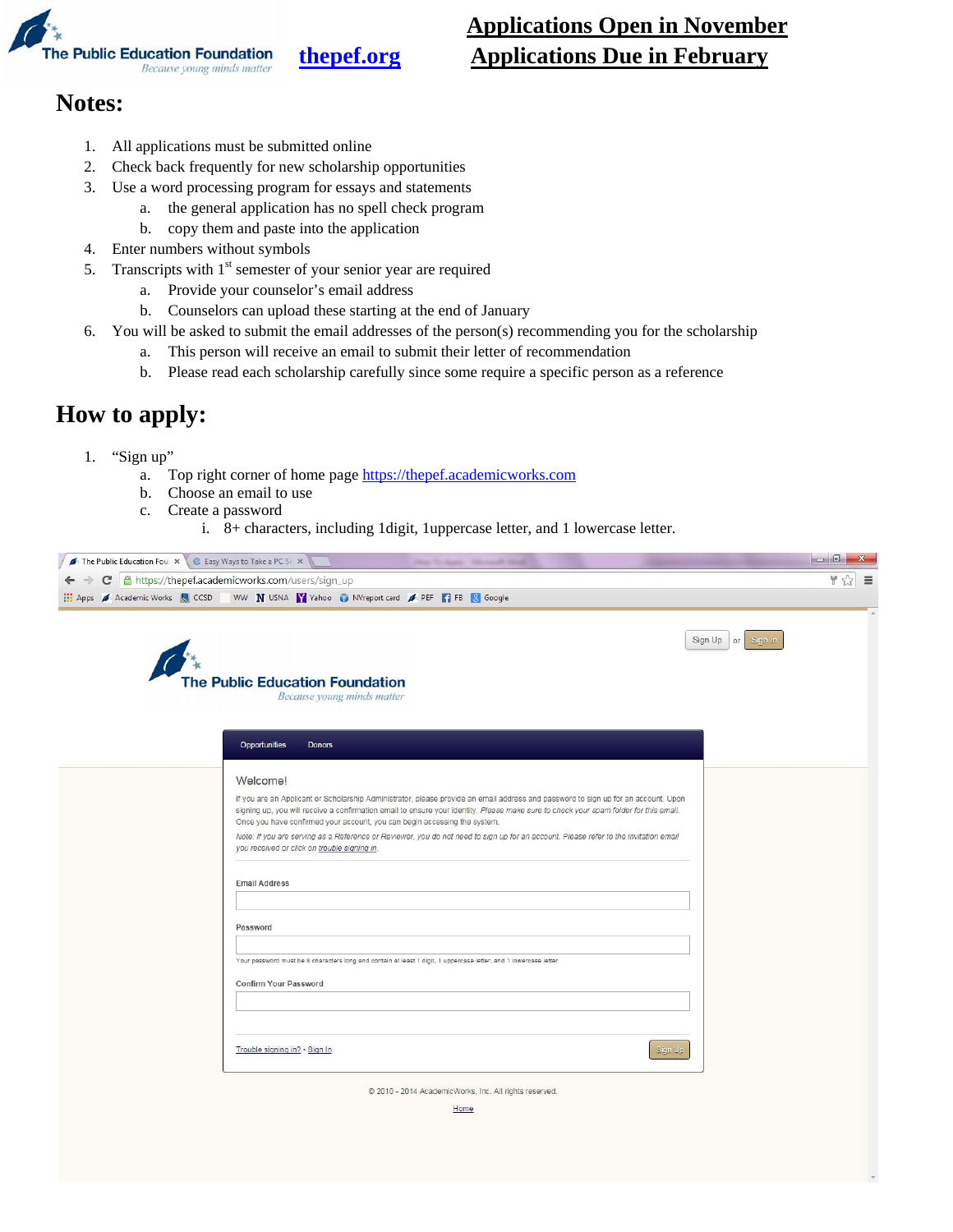The Public Education Foundation
*Because young minds matter*

**thepef.org**

**Applications Open in November**
**Applications Due in February**

## Notes:

1. All applications must be submitted online
2. Check back frequently for new scholarship opportunities
3. Use a word processing program for essays and statements
    a. the general application has no spell check program
    b. copy them and paste into the application
4. Enter numbers without symbols
5. Transcripts with 1st semester of your senior year are required
    a. Provide your counselor's email address
    b. Counselors can upload these starting at the end of January
6. You will be asked to submit the email addresses of the person(s) recommending you for the scholarship
    a. This person will receive an email to submit their letter of recommendation
    b. Please read each scholarship carefully since some require a specific person as a reference

## How to apply:

1. "Sign up"
    a. Top right corner of home page https://thepef.academicworks.com
    b. Choose an email to use
    c. Create a password
        i. 8+ characters, including 1digit, 1uppercase letter, and 1 lowercase letter.

https://thepef.academicworks.com/users/sign_up

Sign Up or Sign In

The Public Education Foundation
*Because young minds matter*

Opportunities Donors

Welcome!

If you are an Applicant or Scholarship Administrator, please provide an email address and password to sign up for an account. Upon signing up, you will receive a confirmation email to ensure your identity. *Please make sure to check your spam folder for this email.* Once you have confirmed your account, you can begin accessing the system.

*Note: If you are serving as a Reference or Reviewer, you do not need to sign up for an account. Please refer to the invitation email you received or click on trouble signing in.*

Email Address

Password

Your password must be 8 characters long and contain at least 1 digit, 1 uppercase letter, and 1 lowercase letter.

Confirm Your Password

Trouble signing in? • Sign In

Sign Up

© 2010 - 2014 AcademicWorks, Inc. All rights reserved.

Home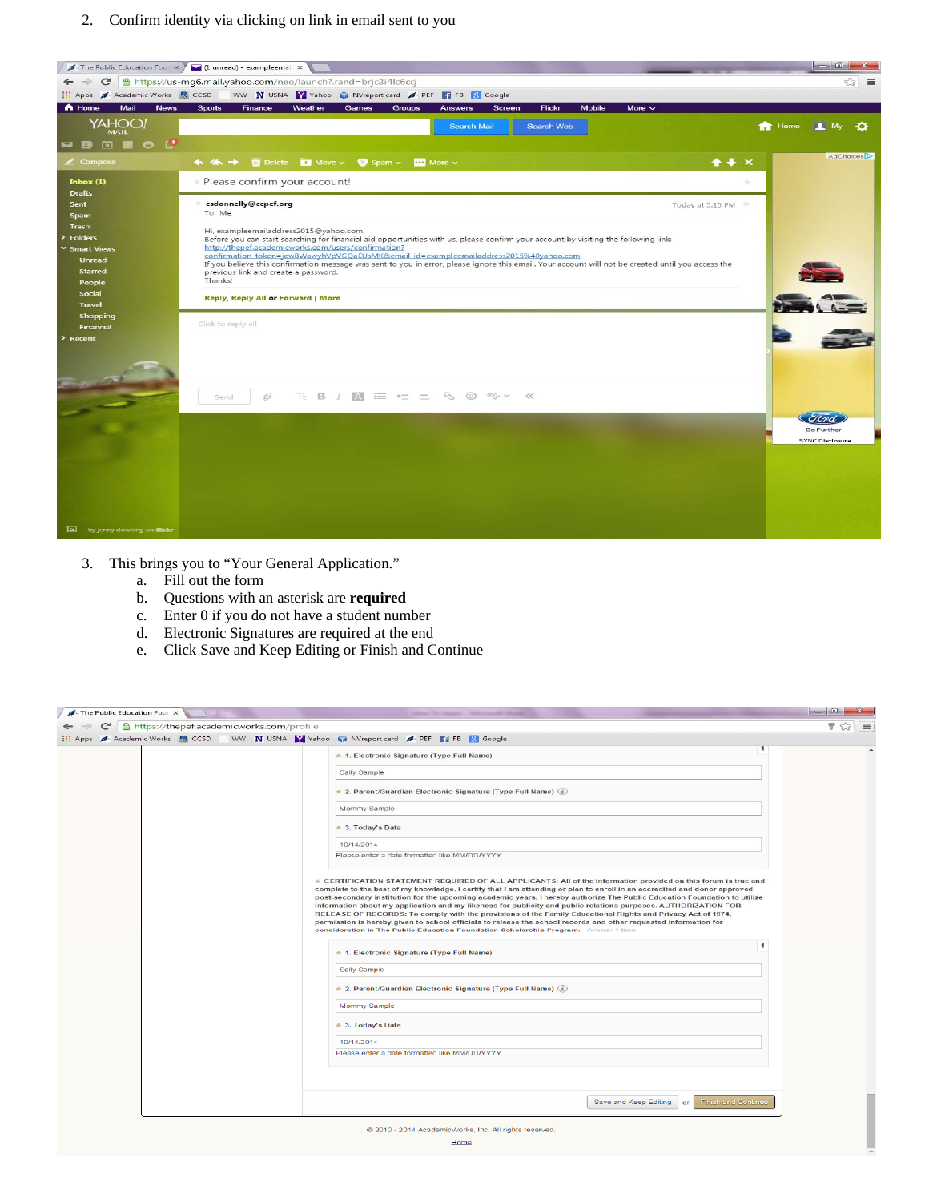2. Confirm identity via clicking on link in email sent to you

3. This brings you to “Your General Application.”
   a. Fill out the form
   b. Questions with an asterisk are **required**
   c. Enter 0 if you do not have a student number
   d. Electronic Signatures are required at the end
   e. Click Save and Keep Editing or Finish and Continue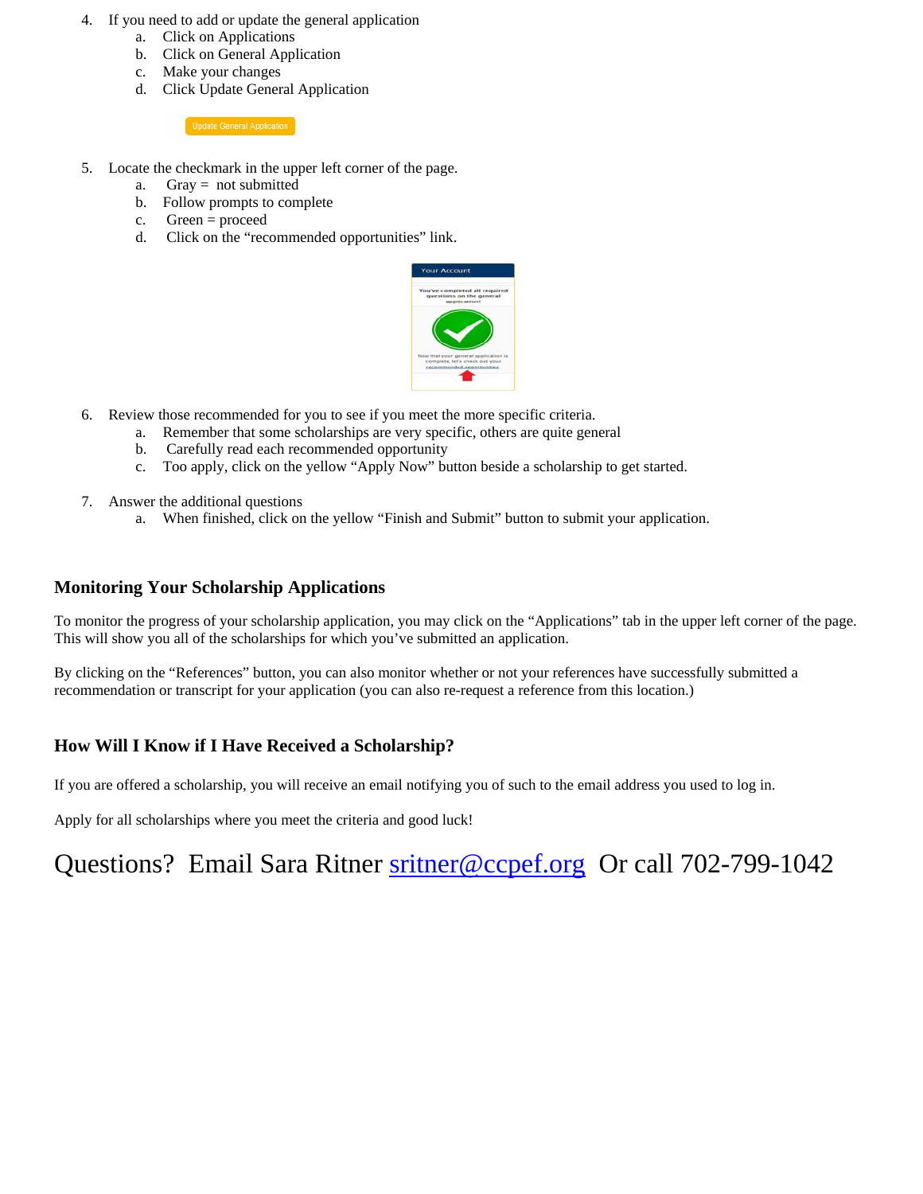4. If you need to add or update the general application
    a. Click on Applications
    b. Click on General Application
    c. Make your changes
    d. Click Update General Application

5. Locate the checkmark in the upper left corner of the page.
    a. Gray = not submitted
    b. Follow prompts to complete
    c. Green = proceed
    d. Click on the "recommended opportunities" link.

6. Review those recommended for you to see if you meet the more specific criteria.
    a. Remember that some scholarships are very specific, others are quite general
    b. Carefully read each recommended opportunity
    c. Too apply, click on the yellow "Apply Now" button beside a scholarship to get started.

7. Answer the additional questions
    a. When finished, click on the yellow "Finish and Submit" button to submit your application.

### Monitoring Your Scholarship Applications

To monitor the progress of your scholarship application, you may click on the "Applications" tab in the upper left corner of the page. This will show you all of the scholarships for which you've submitted an application.

By clicking on the "References" button, you can also monitor whether or not your references have successfully submitted a recommendation or transcript for your application (you can also re-request a reference from this location.)

### How Will I Know if I Have Received a Scholarship?

If you are offered a scholarship, you will receive an email notifying you of such to the email address you used to log in.

Apply for all scholarships where you meet the criteria and good luck!

## Questions? Email Sara Ritner sritner@ccpef.org Or call 702-799-1042